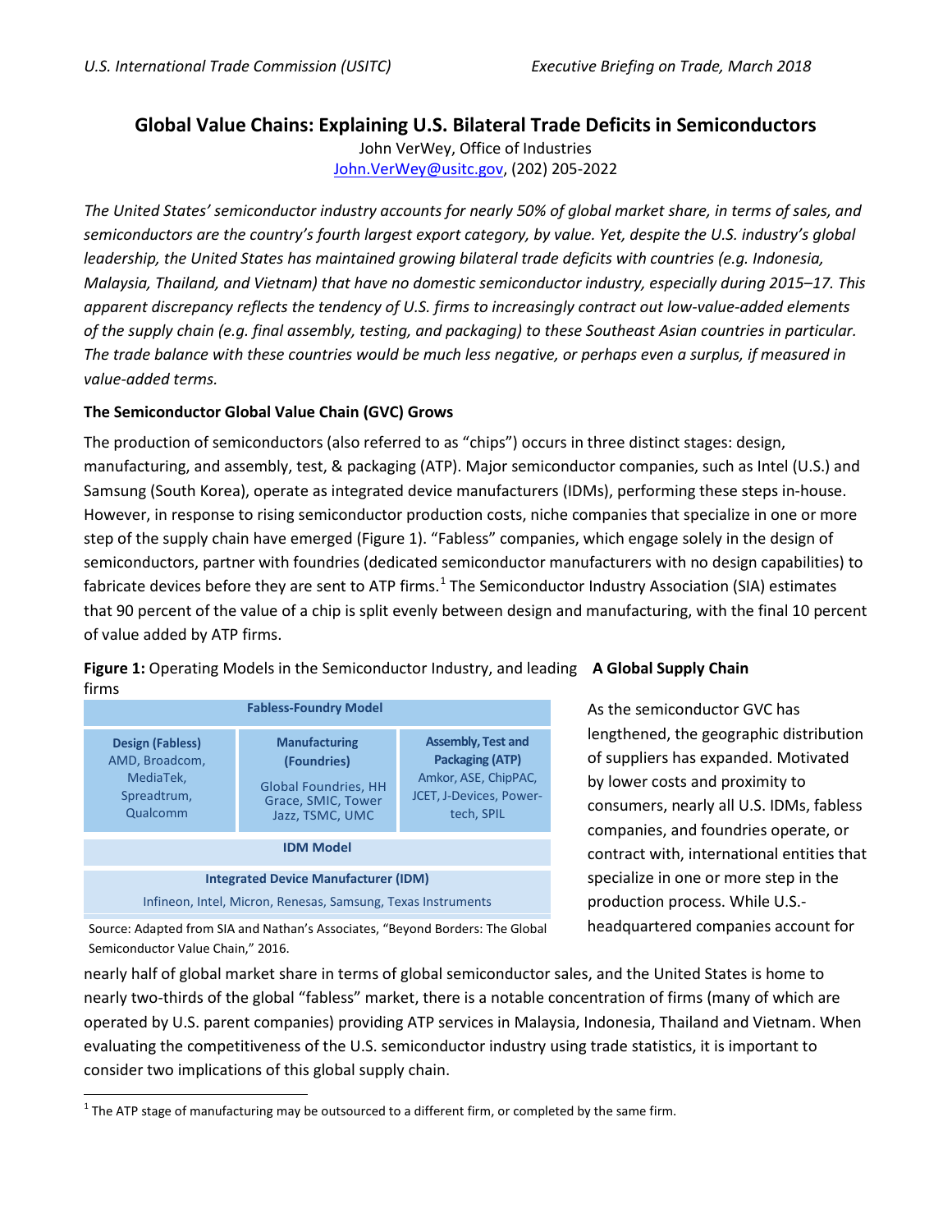U.S. International Trade Commission (USITC) — Executive Briefing on Trade, March 2018

# Global Value Chains: Explaining U.S. Bilateral Trade Deficits in Semiconductors

John VerWey, Office of Industries
John.VerWey@usitc.gov, (202) 205-2022

*The United States' semiconductor industry accounts for nearly 50% of global market share, in terms of sales, and semiconductors are the country's fourth largest export category, by value. Yet, despite the U.S. industry's global leadership, the United States has maintained growing bilateral trade deficits with countries (e.g. Indonesia, Malaysia, Thailand, and Vietnam) that have no domestic semiconductor industry, especially during 2015–17. This apparent discrepancy reflects the tendency of U.S. firms to increasingly contract out low-value-added elements of the supply chain (e.g. final assembly, testing, and packaging) to these Southeast Asian countries in particular. The trade balance with these countries would be much less negative, or perhaps even a surplus, if measured in value-added terms.*

### The Semiconductor Global Value Chain (GVC) Grows

The production of semiconductors (also referred to as "chips") occurs in three distinct stages: design, manufacturing, and assembly, test, & packaging (ATP). Major semiconductor companies, such as Intel (U.S.) and Samsung (South Korea), operate as integrated device manufacturers (IDMs), performing these steps in-house. However, in response to rising semiconductor production costs, niche companies that specialize in one or more step of the supply chain have emerged (Figure 1). "Fabless" companies, which engage solely in the design of semiconductors, partner with foundries (dedicated semiconductor manufacturers with no design capabilities) to fabricate devices before they are sent to ATP firms.[1] The Semiconductor Industry Association (SIA) estimates that 90 percent of the value of a chip is split evenly between design and manufacturing, with the final 10 percent of value added by ATP firms.

**Figure 1:** Operating Models in the Semiconductor Industry, and leading firms

| Fabless-Foundry Model | | |
|---|---|---|
| **Design (Fabless)** AMD, Broadcom, MediaTek, Spreadtrum, Qualcomm | **Manufacturing (Foundries)** Global Foundries, HH Grace, SMIC, Tower Jazz, TSMC, UMC | **Assembly, Test and Packaging (ATP)** Amkor, ASE, ChipPAC, JCET, J-Devices, Power-tech, SPIL |
| **IDM Model** | | |
| **Integrated Device Manufacturer (IDM)** Infineon, Intel, Micron, Renesas, Samsung, Texas Instruments | | |

Source: Adapted from SIA and Nathan's Associates, "Beyond Borders: The Global Semiconductor Value Chain," 2016.

### A Global Supply Chain

As the semiconductor GVC has lengthened, the geographic distribution of suppliers has expanded. Motivated by lower costs and proximity to consumers, nearly all U.S. IDMs, fabless companies, and foundries operate, or contract with, international entities that specialize in one or more step in the production process. While U.S.-headquartered companies account for nearly half of global market share in terms of global semiconductor sales, and the United States is home to nearly two-thirds of the global "fabless" market, there is a notable concentration of firms (many of which are operated by U.S. parent companies) providing ATP services in Malaysia, Indonesia, Thailand and Vietnam. When evaluating the competitiveness of the U.S. semiconductor industry using trade statistics, it is important to consider two implications of this global supply chain.

[1] The ATP stage of manufacturing may be outsourced to a different firm, or completed by the same firm.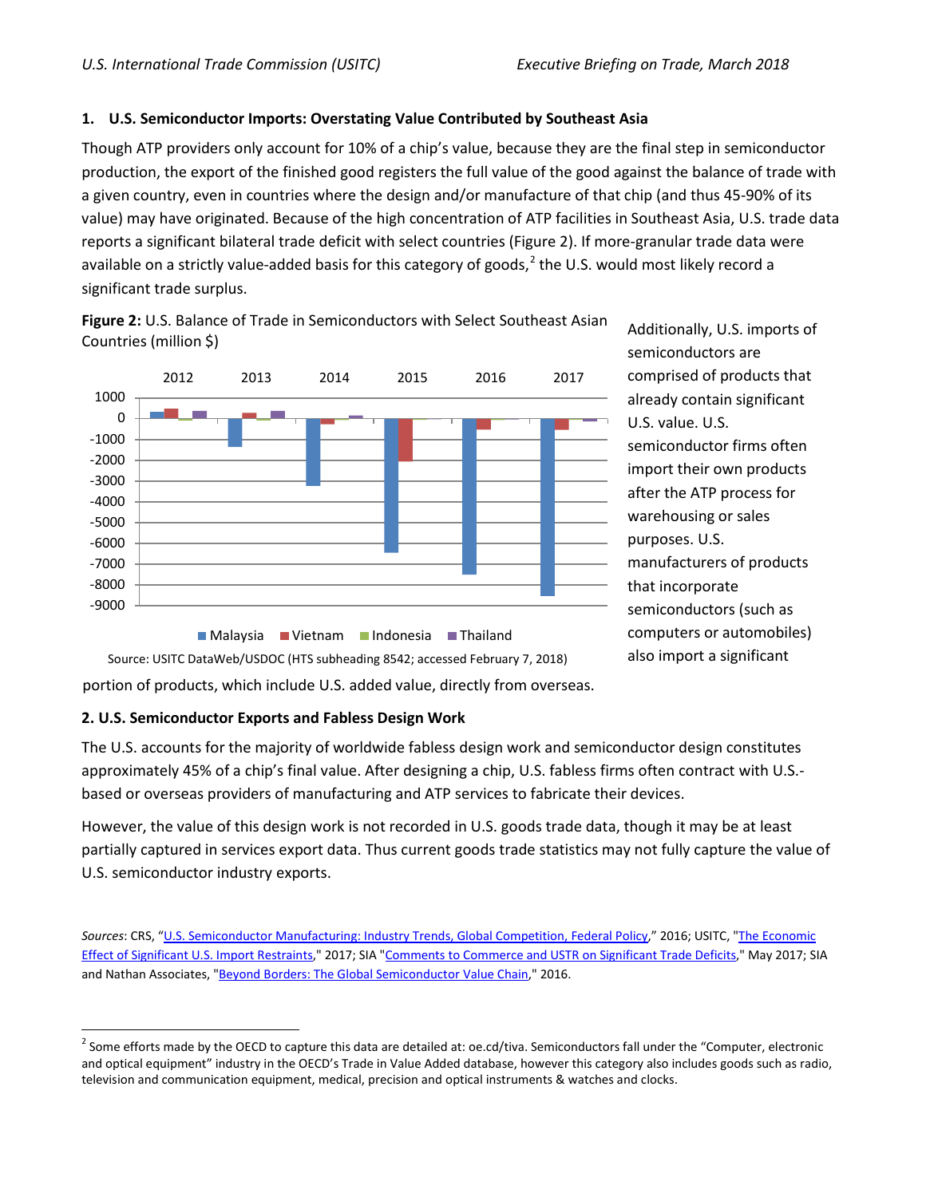### 1. U.S. Semiconductor Imports: Overstating Value Contributed by Southeast Asia

Though ATP providers only account for 10% of a chip's value, because they are the final step in semiconductor production, the export of the finished good registers the full value of the good against the balance of trade with a given country, even in countries where the design and/or manufacture of that chip (and thus 45-90% of its value) may have originated. Because of the high concentration of ATP facilities in Southeast Asia, U.S. trade data reports a significant bilateral trade deficit with select countries (Figure 2). If more-granular trade data were available on a strictly value-added basis for this category of goods,[2] the U.S. would most likely record a significant trade surplus.

**Figure 2:** U.S. Balance of Trade in Semiconductors with Select Southeast Asian Countries (million $)

2012
2013
2014
2015
2016
2017

1000
0
-1000
-2000
-3000
-4000
-5000
-6000
-7000
-8000
-9000

Malaysia
Vietnam
Indonesia
Thailand

Source: USITC DataWeb/USDOC (HTS subheading 8542; accessed February 7, 2018)

Additionally, U.S. imports of semiconductors are comprised of products that already contain significant U.S. value. U.S. semiconductor firms often import their own products after the ATP process for warehousing or sales purposes. U.S. manufacturers of products that incorporate semiconductors (such as computers or automobiles) also import a significant portion of products, which include U.S. added value, directly from overseas.

### 2. U.S. Semiconductor Exports and Fabless Design Work

The U.S. accounts for the majority of worldwide fabless design work and semiconductor design constitutes approximately 45% of a chip's final value. After designing a chip, U.S. fabless firms often contract with U.S.-based or overseas providers of manufacturing and ATP services to fabricate their devices.

However, the value of this design work is not recorded in U.S. goods trade data, though it may be at least partially captured in services export data. Thus current goods trade statistics may not fully capture the value of U.S. semiconductor industry exports.

*Sources*: CRS, "U.S. Semiconductor Manufacturing: Industry Trends, Global Competition, Federal Policy," 2016; USITC, "The Economic Effect of Significant U.S. Import Restraints," 2017; SIA "Comments to Commerce and USTR on Significant Trade Deficits," May 2017; SIA and Nathan Associates, "Beyond Borders: The Global Semiconductor Value Chain," 2016.

---

[2] Some efforts made by the OECD to capture this data are detailed at: oe.cd/tiva. Semiconductors fall under the "Computer, electronic and optical equipment" industry in the OECD's Trade in Value Added database, however this category also includes goods such as radio, television and communication equipment, medical, precision and optical instruments & watches and clocks.